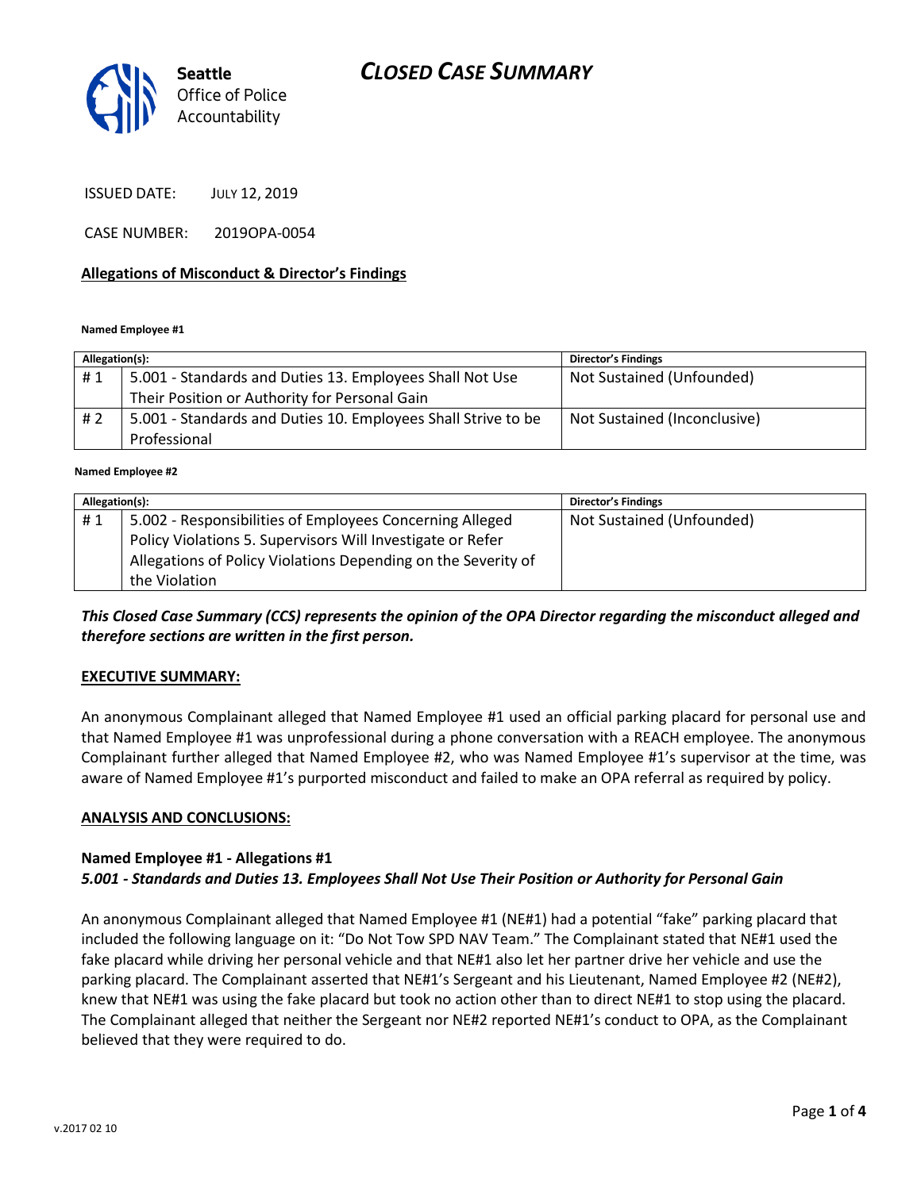Seattle Office of Police Accountability

# CLOSED CASE SUMMARY

ISSUED DATE: JULY 12, 2019

CASE NUMBER: 2019OPA-0054

**Allegations of Misconduct & Director's Findings**

**Named Employee #1**

| Allegation(s): | | Director's Findings |
|---|---|---|
| # 1 | 5.001 - Standards and Duties 13. Employees Shall Not Use Their Position or Authority for Personal Gain | Not Sustained (Unfounded) |
| # 2 | 5.001 - Standards and Duties 10. Employees Shall Strive to be Professional | Not Sustained (Inconclusive) |

**Named Employee #2**

| Allegation(s): | | Director's Findings |
|---|---|---|
| # 1 | 5.002 - Responsibilities of Employees Concerning Alleged Policy Violations 5. Supervisors Will Investigate or Refer Allegations of Policy Violations Depending on the Severity of the Violation | Not Sustained (Unfounded) |

***This Closed Case Summary (CCS) represents the opinion of the OPA Director regarding the misconduct alleged and therefore sections are written in the first person.***

**EXECUTIVE SUMMARY:**

An anonymous Complainant alleged that Named Employee #1 used an official parking placard for personal use and that Named Employee #1 was unprofessional during a phone conversation with a REACH employee. The anonymous Complainant further alleged that Named Employee #2, who was Named Employee #1's supervisor at the time, was aware of Named Employee #1's purported misconduct and failed to make an OPA referral as required by policy.

**ANALYSIS AND CONCLUSIONS:**

**Named Employee #1 - Allegations #1**
***5.001 - Standards and Duties 13. Employees Shall Not Use Their Position or Authority for Personal Gain***

An anonymous Complainant alleged that Named Employee #1 (NE#1) had a potential "fake" parking placard that included the following language on it: "Do Not Tow SPD NAV Team." The Complainant stated that NE#1 used the fake placard while driving her personal vehicle and that NE#1 also let her partner drive her vehicle and use the parking placard. The Complainant asserted that NE#1's Sergeant and his Lieutenant, Named Employee #2 (NE#2), knew that NE#1 was using the fake placard but took no action other than to direct NE#1 to stop using the placard. The Complainant alleged that neither the Sergeant nor NE#2 reported NE#1's conduct to OPA, as the Complainant believed that they were required to do.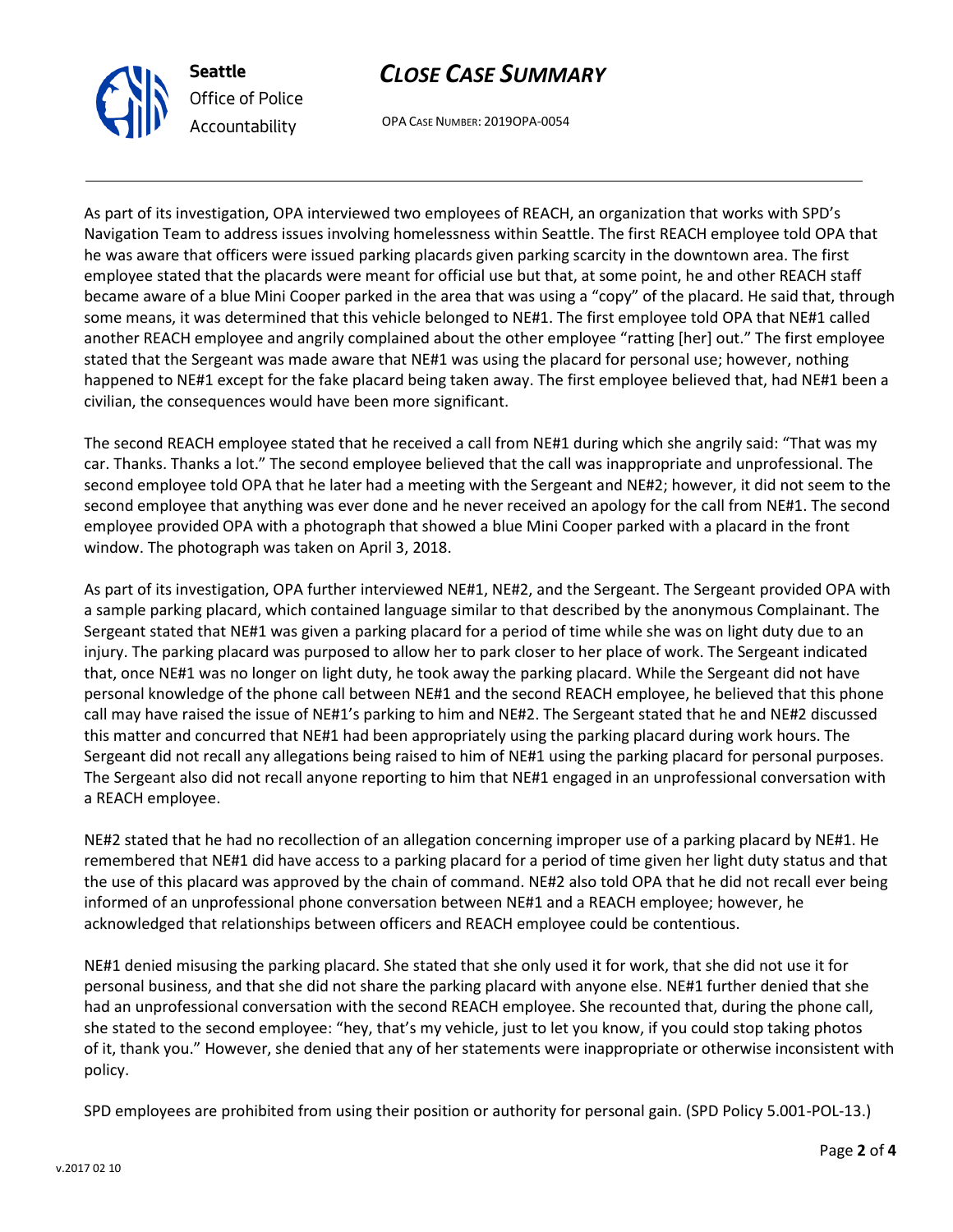As part of its investigation, OPA interviewed two employees of REACH, an organization that works with SPD's Navigation Team to address issues involving homelessness within Seattle. The first REACH employee told OPA that he was aware that officers were issued parking placards given parking scarcity in the downtown area. The first employee stated that the placards were meant for official use but that, at some point, he and other REACH staff became aware of a blue Mini Cooper parked in the area that was using a "copy" of the placard. He said that, through some means, it was determined that this vehicle belonged to NE#1. The first employee told OPA that NE#1 called another REACH employee and angrily complained about the other employee "ratting [her] out." The first employee stated that the Sergeant was made aware that NE#1 was using the placard for personal use; however, nothing happened to NE#1 except for the fake placard being taken away. The first employee believed that, had NE#1 been a civilian, the consequences would have been more significant.

The second REACH employee stated that he received a call from NE#1 during which she angrily said: "That was my car. Thanks. Thanks a lot." The second employee believed that the call was inappropriate and unprofessional. The second employee told OPA that he later had a meeting with the Sergeant and NE#2; however, it did not seem to the second employee that anything was ever done and he never received an apology for the call from NE#1. The second employee provided OPA with a photograph that showed a blue Mini Cooper parked with a placard in the front window. The photograph was taken on April 3, 2018.

As part of its investigation, OPA further interviewed NE#1, NE#2, and the Sergeant. The Sergeant provided OPA with a sample parking placard, which contained language similar to that described by the anonymous Complainant. The Sergeant stated that NE#1 was given a parking placard for a period of time while she was on light duty due to an injury. The parking placard was purposed to allow her to park closer to her place of work. The Sergeant indicated that, once NE#1 was no longer on light duty, he took away the parking placard. While the Sergeant did not have personal knowledge of the phone call between NE#1 and the second REACH employee, he believed that this phone call may have raised the issue of NE#1's parking to him and NE#2. The Sergeant stated that he and NE#2 discussed this matter and concurred that NE#1 had been appropriately using the parking placard during work hours. The Sergeant did not recall any allegations being raised to him of NE#1 using the parking placard for personal purposes. The Sergeant also did not recall anyone reporting to him that NE#1 engaged in an unprofessional conversation with a REACH employee.

NE#2 stated that he had no recollection of an allegation concerning improper use of a parking placard by NE#1. He remembered that NE#1 did have access to a parking placard for a period of time given her light duty status and that the use of this placard was approved by the chain of command. NE#2 also told OPA that he did not recall ever being informed of an unprofessional phone conversation between NE#1 and a REACH employee; however, he acknowledged that relationships between officers and REACH employee could be contentious.

NE#1 denied misusing the parking placard. She stated that she only used it for work, that she did not use it for personal business, and that she did not share the parking placard with anyone else. NE#1 further denied that she had an unprofessional conversation with the second REACH employee. She recounted that, during the phone call, she stated to the second employee: "hey, that's my vehicle, just to let you know, if you could stop taking photos of it, thank you." However, she denied that any of her statements were inappropriate or otherwise inconsistent with policy.

SPD employees are prohibited from using their position or authority for personal gain. (SPD Policy 5.001-POL-13.)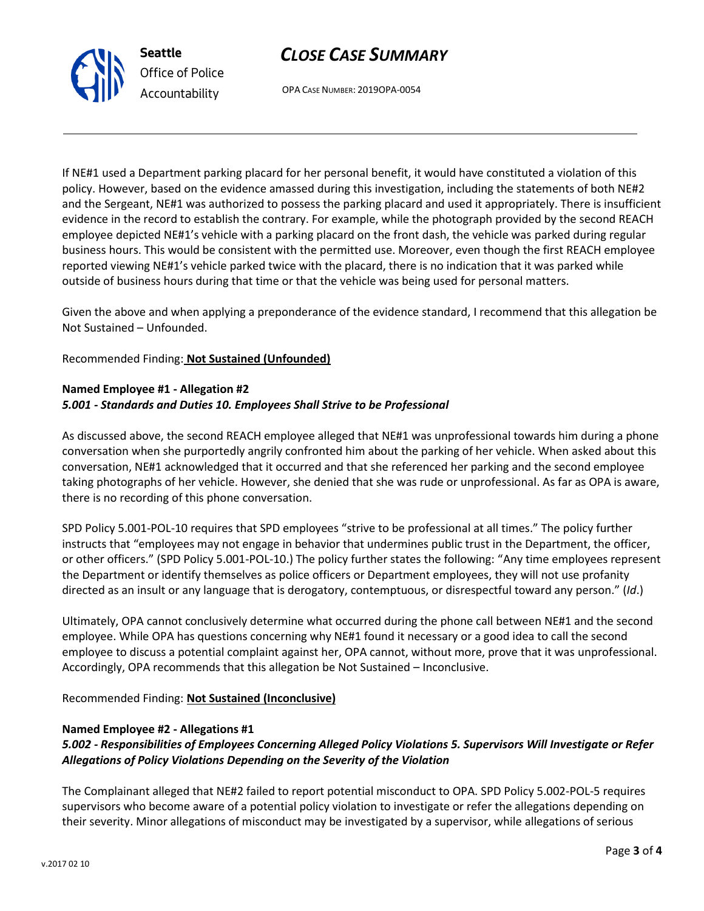If NE#1 used a Department parking placard for her personal benefit, it would have constituted a violation of this policy. However, based on the evidence amassed during this investigation, including the statements of both NE#2 and the Sergeant, NE#1 was authorized to possess the parking placard and used it appropriately. There is insufficient evidence in the record to establish the contrary. For example, while the photograph provided by the second REACH employee depicted NE#1's vehicle with a parking placard on the front dash, the vehicle was parked during regular business hours. This would be consistent with the permitted use. Moreover, even though the first REACH employee reported viewing NE#1's vehicle parked twice with the placard, there is no indication that it was parked while outside of business hours during that time or that the vehicle was being used for personal matters.

Given the above and when applying a preponderance of the evidence standard, I recommend that this allegation be Not Sustained – Unfounded.

Recommended Finding: **Not Sustained (Unfounded)**

**Named Employee #1 - Allegation #2**
***5.001 - Standards and Duties 10. Employees Shall Strive to be Professional***

As discussed above, the second REACH employee alleged that NE#1 was unprofessional towards him during a phone conversation when she purportedly angrily confronted him about the parking of her vehicle. When asked about this conversation, NE#1 acknowledged that it occurred and that she referenced her parking and the second employee taking photographs of her vehicle. However, she denied that she was rude or unprofessional. As far as OPA is aware, there is no recording of this phone conversation.

SPD Policy 5.001-POL-10 requires that SPD employees "strive to be professional at all times." The policy further instructs that "employees may not engage in behavior that undermines public trust in the Department, the officer, or other officers." (SPD Policy 5.001-POL-10.) The policy further states the following: "Any time employees represent the Department or identify themselves as police officers or Department employees, they will not use profanity directed as an insult or any language that is derogatory, contemptuous, or disrespectful toward any person." (*Id*.)

Ultimately, OPA cannot conclusively determine what occurred during the phone call between NE#1 and the second employee. While OPA has questions concerning why NE#1 found it necessary or a good idea to call the second employee to discuss a potential complaint against her, OPA cannot, without more, prove that it was unprofessional. Accordingly, OPA recommends that this allegation be Not Sustained – Inconclusive.

Recommended Finding: **Not Sustained (Inconclusive)**

**Named Employee #2 - Allegations #1**
***5.002 - Responsibilities of Employees Concerning Alleged Policy Violations 5. Supervisors Will Investigate or Refer Allegations of Policy Violations Depending on the Severity of the Violation***

The Complainant alleged that NE#2 failed to report potential misconduct to OPA. SPD Policy 5.002-POL-5 requires supervisors who become aware of a potential policy violation to investigate or refer the allegations depending on their severity. Minor allegations of misconduct may be investigated by a supervisor, while allegations of serious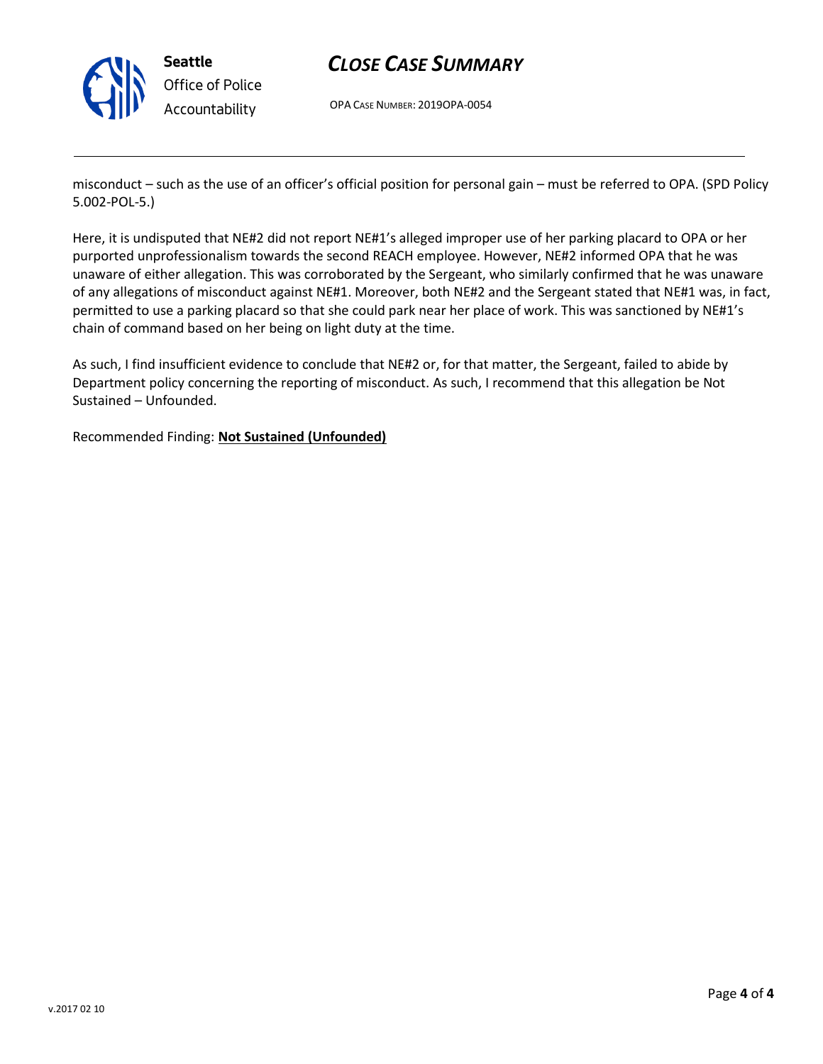misconduct – such as the use of an officer's official position for personal gain – must be referred to OPA. (SPD Policy 5.002-POL-5.)

Here, it is undisputed that NE#2 did not report NE#1's alleged improper use of her parking placard to OPA or her purported unprofessionalism towards the second REACH employee. However, NE#2 informed OPA that he was unaware of either allegation. This was corroborated by the Sergeant, who similarly confirmed that he was unaware of any allegations of misconduct against NE#1. Moreover, both NE#2 and the Sergeant stated that NE#1 was, in fact, permitted to use a parking placard so that she could park near her place of work. This was sanctioned by NE#1's chain of command based on her being on light duty at the time.

As such, I find insufficient evidence to conclude that NE#2 or, for that matter, the Sergeant, failed to abide by Department policy concerning the reporting of misconduct. As such, I recommend that this allegation be Not Sustained – Unfounded.

Recommended Finding: **Not Sustained (Unfounded)**